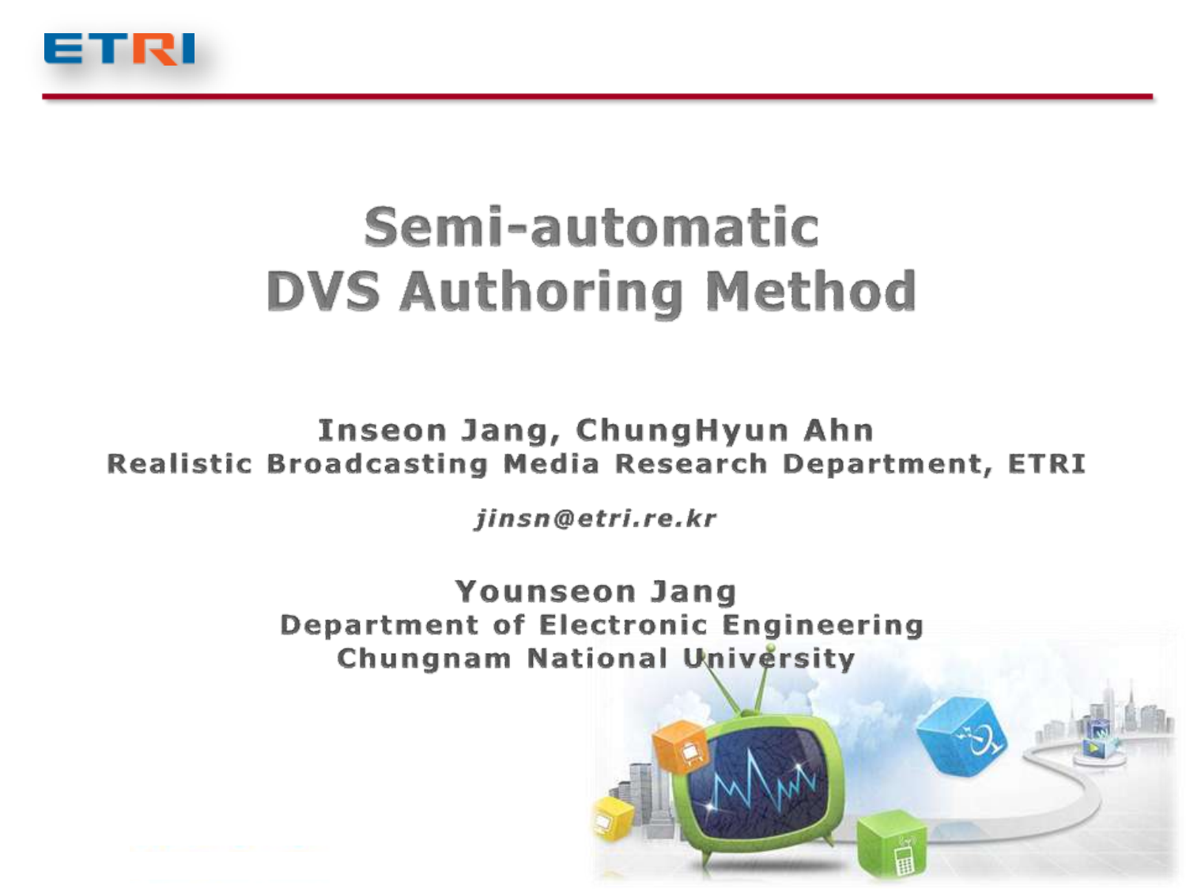ETRI

# Semi-automatic DVS Authoring Method

**Inseon Jang, ChungHyun Ahn**
**Realistic Broadcasting Media Research Department, ETRI**

***jinsn@etri.re.kr***

**Younseon Jang**
**Department of Electronic Engineering**
**Chungnam National University**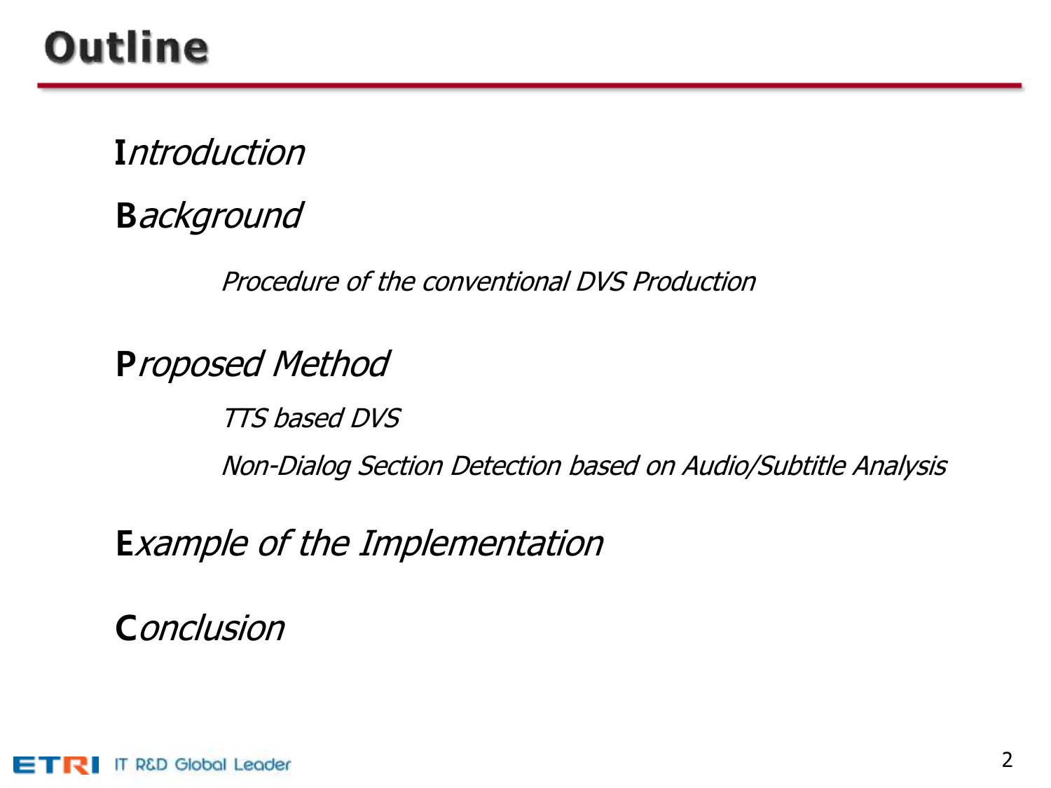# Outline

- *Introduction*
- *Background*
  - *Procedure of the conventional DVS Production*
- *Proposed Method*
  - *TTS based DVS*
  - *Non-Dialog Section Detection based on Audio/Subtitle Analysis*
- *Example of the Implementation*
- *Conclusion*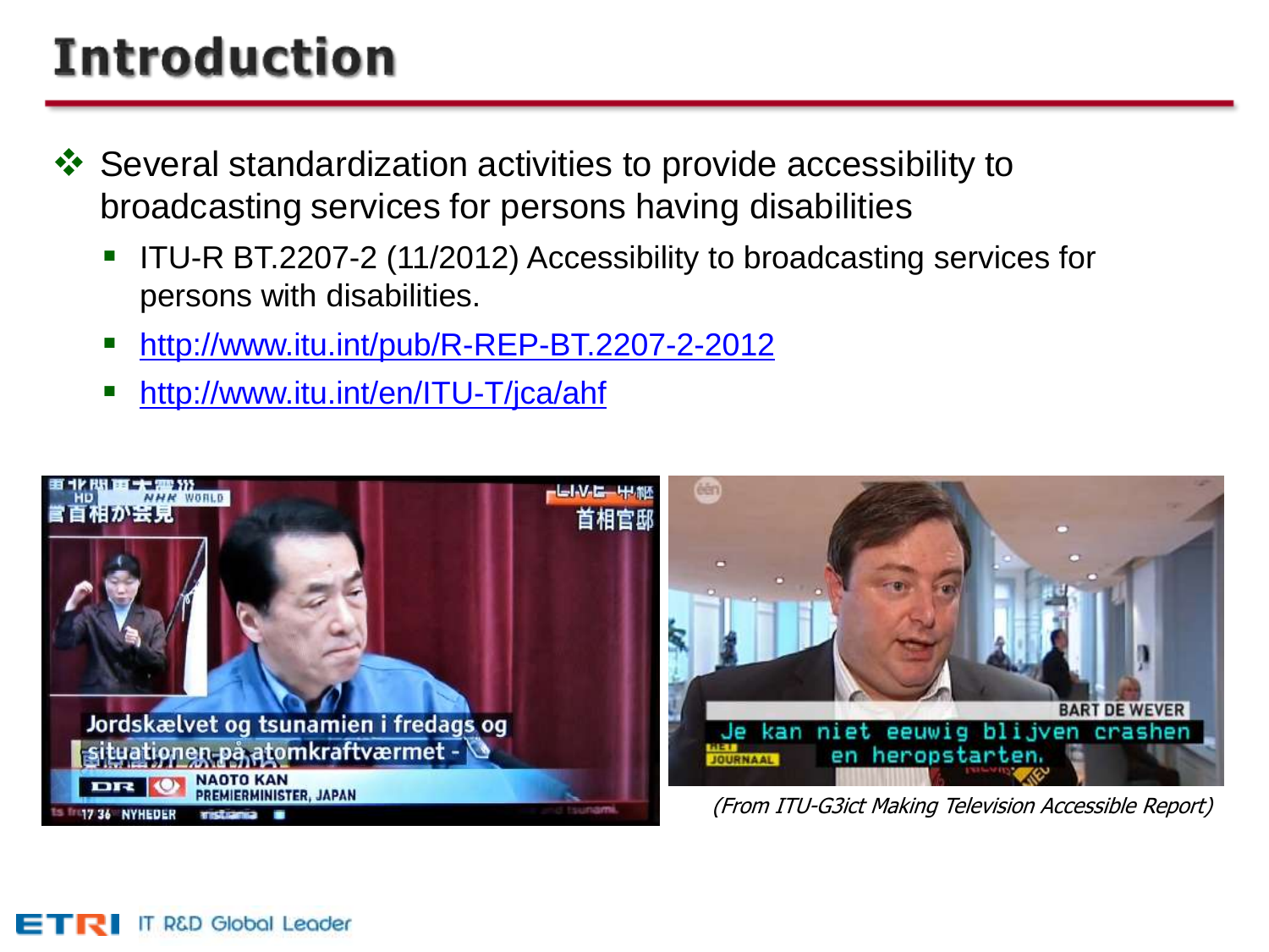# Introduction

- Several standardization activities to provide accessibility to broadcasting services for persons having disabilities
  - ITU-R BT.2207-2 (11/2012) Accessibility to broadcasting services for persons with disabilities.
  - http://www.itu.int/pub/R-REP-BT.2207-2-2012
  - http://www.itu.int/en/ITU-T/jca/ahf

*(From ITU-G3ict Making Television Accessible Report)*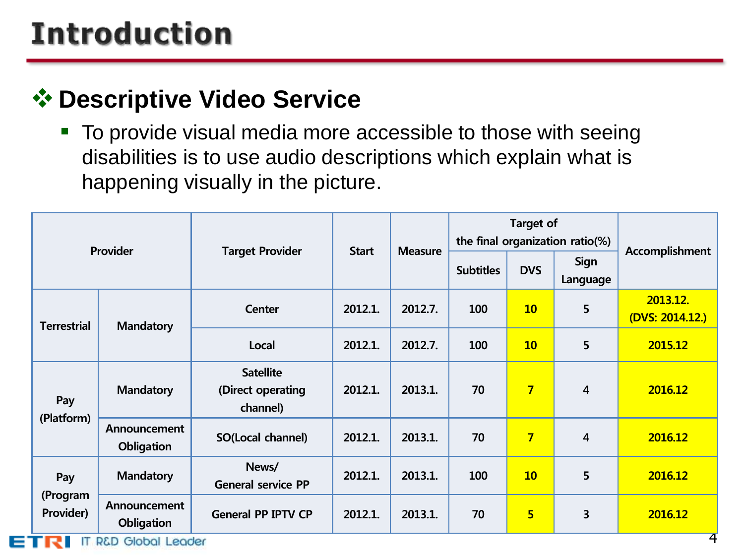# Introduction

## ❖ Descriptive Video Service

- To provide visual media more accessible to those with seeing disabilities is to use audio descriptions which explain what is happening visually in the picture.

| Provider | | Target Provider | Start | Measure | Target of the final organization ratio(%) | | | Accomplishment |
|---|---|---|---|---|---|---|---|---|
| | | | | | Subtitles | DVS | Sign Language | |
| Terrestrial | Mandatory | Center | 2012.1. | 2012.7. | 100 | 10 | 5 | 2013.12. (DVS: 2014.12.) |
| | | Local | 2012.1. | 2012.7. | 100 | 10 | 5 | 2015.12 |
| Pay (Platform) | Mandatory | Satellite (Direct operating channel) | 2012.1. | 2013.1. | 70 | 7 | 4 | 2016.12 |
| | Announcement Obligation | SO(Local channel) | 2012.1. | 2013.1. | 70 | 7 | 4 | 2016.12 |
| Pay (Program Provider) | Mandatory | News/ General service PP | 2012.1. | 2013.1. | 100 | 10 | 5 | 2016.12 |
| | Announcement Obligation | General PP IPTV CP | 2012.1. | 2013.1. | 70 | 5 | 3 | 2016.12 |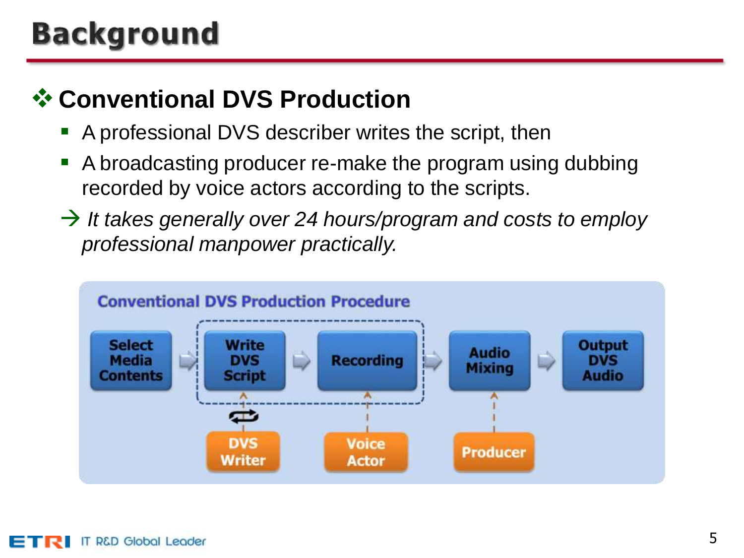# Background

## ❖ Conventional DVS Production

- A professional DVS describer writes the script, then
- A broadcasting producer re-make the program using dubbing recorded by voice actors according to the scripts.

→ *It takes generally over 24 hours/program and costs to employ professional manpower practically.*

**Conventional DVS Production Procedure**

Select Media Contents → Write DVS Script → Recording → Audio Mixing → Output DVS Audio

DVS Writer → Write DVS Script; Voice Actor → Recording; Producer → Audio Mixing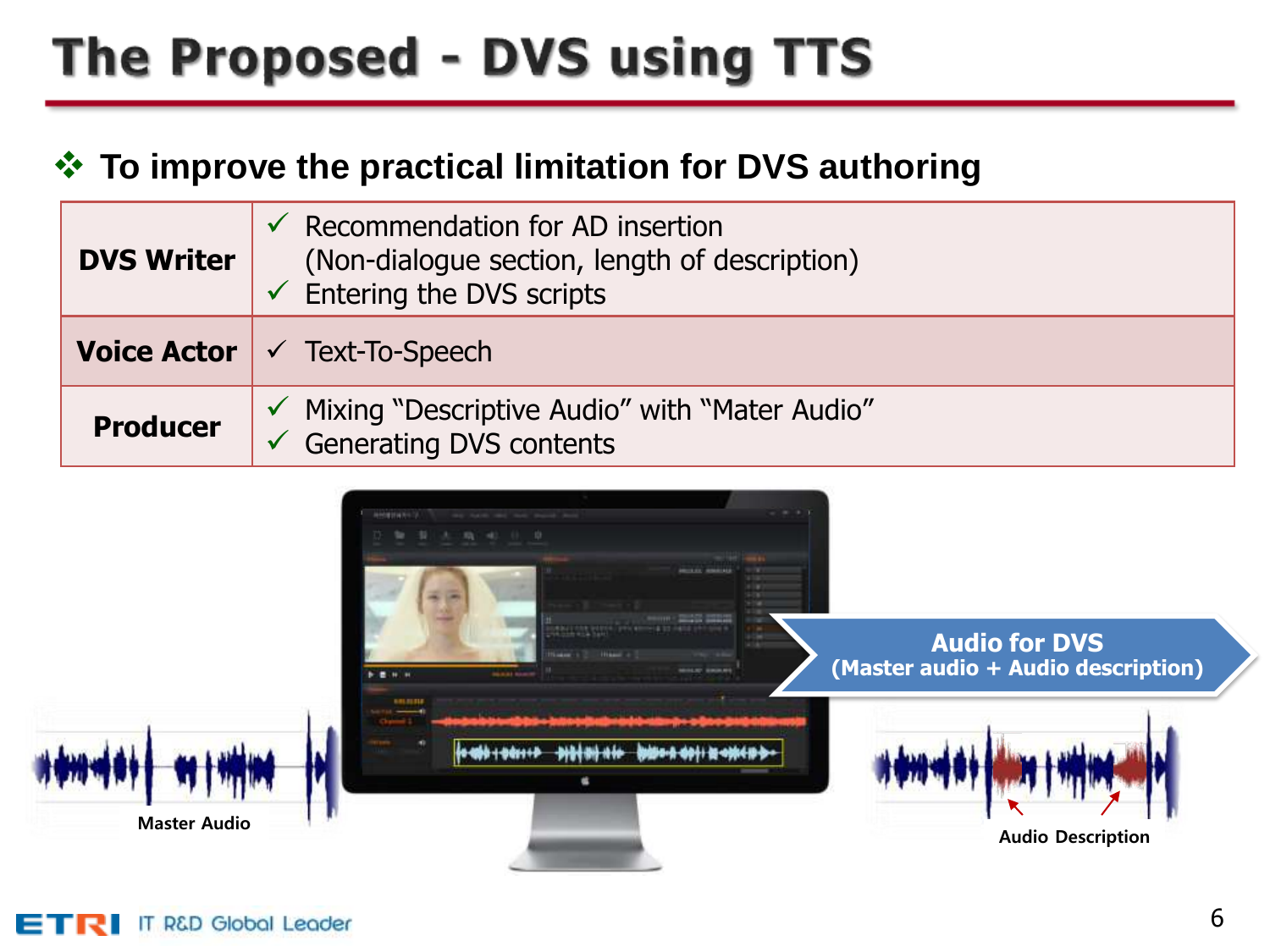# The Proposed - DVS using TTS

❖ **To improve the practical limitation for DVS authoring**

| | |
|---|---|
| **DVS Writer** | ✓ Recommendation for AD insertion (Non-dialogue section, length of description)<br>✓ Entering the DVS scripts |
| **Voice Actor** | ✓ Text-To-Speech |
| **Producer** | ✓ Mixing "Descriptive Audio" with "Mater Audio"<br>✓ Generating DVS contents |

Master Audio

**Audio for DVS (Master audio + Audio description)**

Audio Description

ETRI IT R&D Global Leader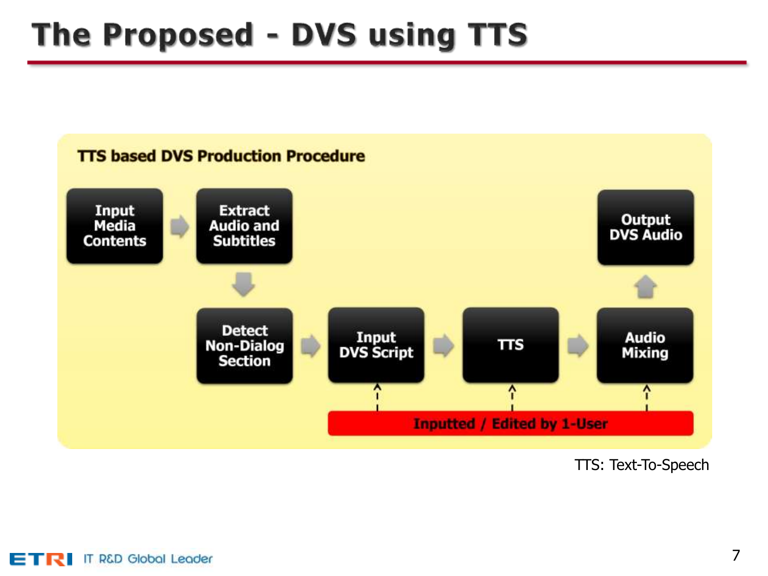# The Proposed - DVS using TTS

**TTS based DVS Production Procedure**

- Input Media Contents → Extract Audio and Subtitles
- Extract Audio and Subtitles → Detect Non-Dialog Section
- Detect Non-Dialog Section → Input DVS Script → TTS → Audio Mixing
- Audio Mixing → Output DVS Audio

Inputted / Edited by 1-User (applies to: Input DVS Script, TTS, Audio Mixing)

TTS: Text-To-Speech

ETRI IT R&D Global Leader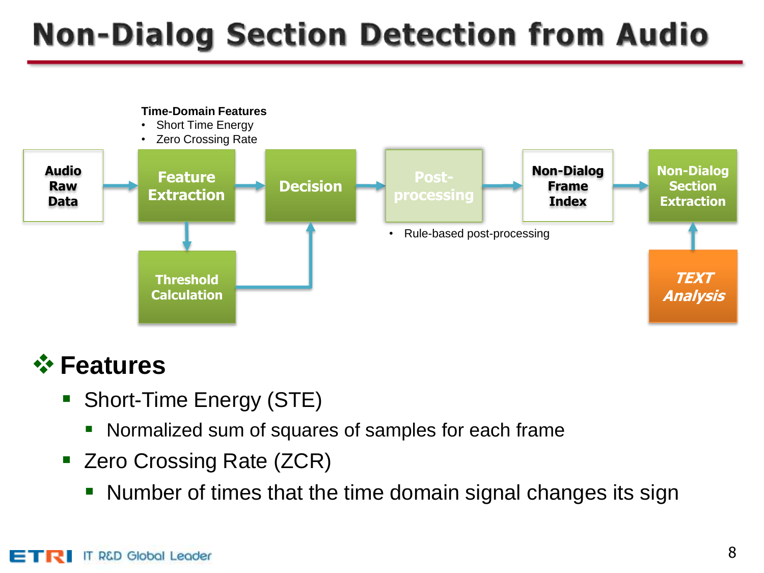# Non-Dialog Section Detection from Audio

**Time-Domain Features**
- Short Time Energy
- Zero Crossing Rate

Audio Raw Data → Feature Extraction → Decision → Post-processing → Non-Dialog Frame Index → Non-Dialog Section Extraction

Feature Extraction → Threshold Calculation → Decision

TEXT Analysis → Non-Dialog Section Extraction

- Rule-based post-processing

## Features

- Short-Time Energy (STE)
  - Normalized sum of squares of samples for each frame
- Zero Crossing Rate (ZCR)
  - Number of times that the time domain signal changes its sign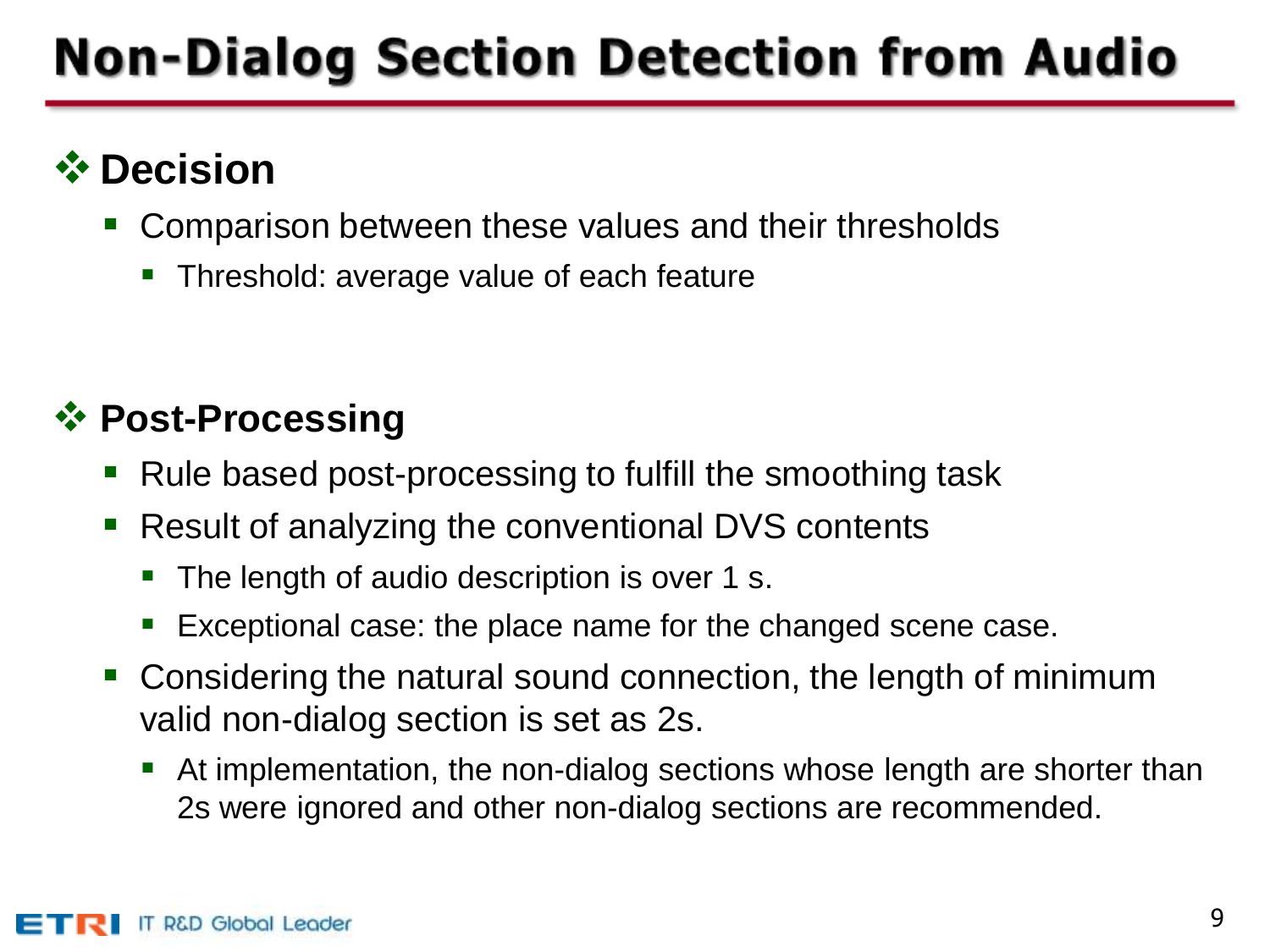# Non-Dialog Section Detection from Audio

## Decision

- Comparison between these values and their thresholds
  - Threshold: average value of each feature

## Post-Processing

- Rule based post-processing to fulfill the smoothing task
- Result of analyzing the conventional DVS contents
  - The length of audio description is over 1 s.
  - Exceptional case: the place name for the changed scene case.
- Considering the natural sound connection, the length of minimum valid non-dialog section is set as 2s.
  - At implementation, the non-dialog sections whose length are shorter than 2s were ignored and other non-dialog sections are recommended.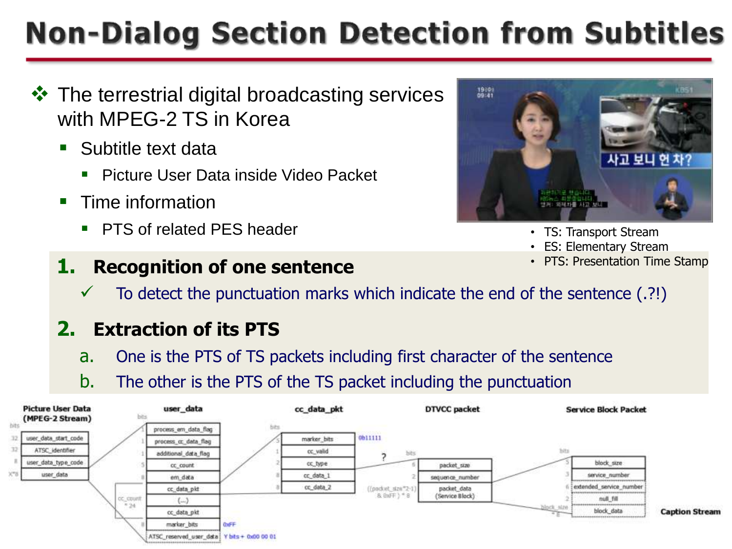# Non-Dialog Section Detection from Subtitles

- The terrestrial digital broadcasting services with MPEG-2 TS in Korea
  - Subtitle text data
    - Picture User Data inside Video Packet
  - Time information
    - PTS of related PES header

- TS: Transport Stream
- ES: Elementary Stream
- PTS: Presentation Time Stamp

**1. Recognition of one sentence**

✓ To detect the punctuation marks which indicate the end of the sentence (.?!)

**2. Extraction of its PTS**

a. One is the PTS of TS packets including first character of the sentence

b. The other is the PTS of the TS packet including the punctuation

**Picture User Data (MPEG-2 Stream)**

| bits | field |
|---|---|
| 32 | user_data_start_code |
| 32 | ATSC_identifier |
| 8 | user_data_type_code |
| X*8 | user_data |

**user_data**

| bits | field |
|---|---|
| 1 | process_em_data_flag |
| 1 | process_cc_data_flag |
| 1 | additional_data_flag |
| 5 | cc_count |
| 8 | em_data |
| cc_count * 24 | cc_data_pkt |
| | (...) |
| | cc_data_pkt |
| 8 | marker_bits (0xFF) |
| | ATSC_reserved_user_data (Y bits + 0x00 00 01) |

**cc_data_pkt**

| bits | field |
|---|---|
| 5 | marker_bits (0b11111) |
| 1 | cc_valid |
| 2 | cc_type |
| 8 | cc_data_1 |
| 8 | cc_data_2 |

**DTVCC packet**

| bits | field |
|---|---|
| 6 | packet_size |
| 2 | sequence_number |
| ((packet_size*2-1) & 0xFF) * 8 | packet_data (Service Block) |

**Service Block Packet**

| bits | field |
|---|---|
| 5 | block_size |
| 3 | service_number |
| 6 | extended_service_number |
| 2 | null_fill |
| block_size * 8 | block_data |

Caption Stream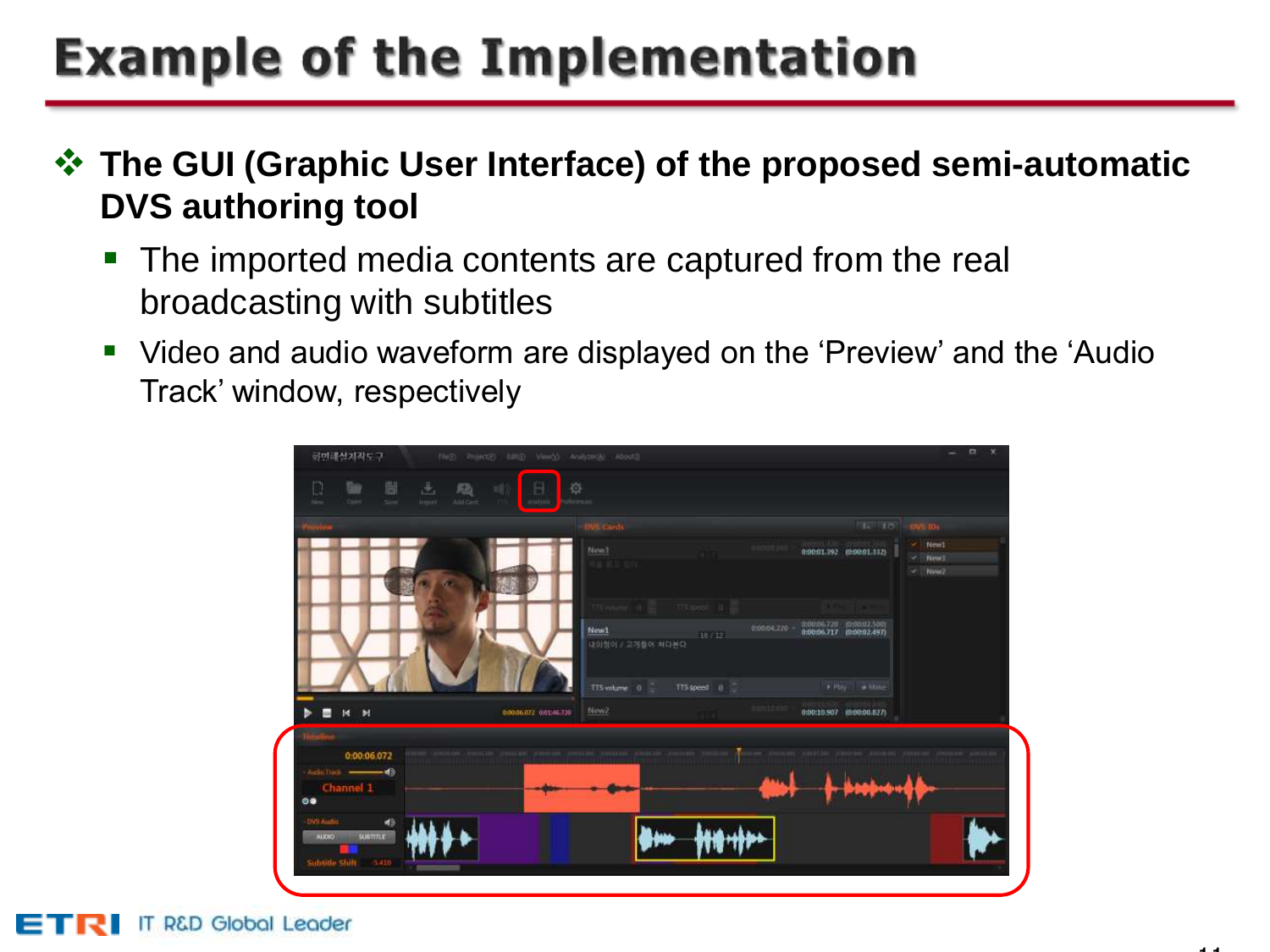# Example of the Implementation

- **The GUI (Graphic User Interface) of the proposed semi-automatic DVS authoring tool**
  - The imported media contents are captured from the real broadcasting with subtitles
  - Video and audio waveform are displayed on the 'Preview' and the 'Audio Track' window, respectively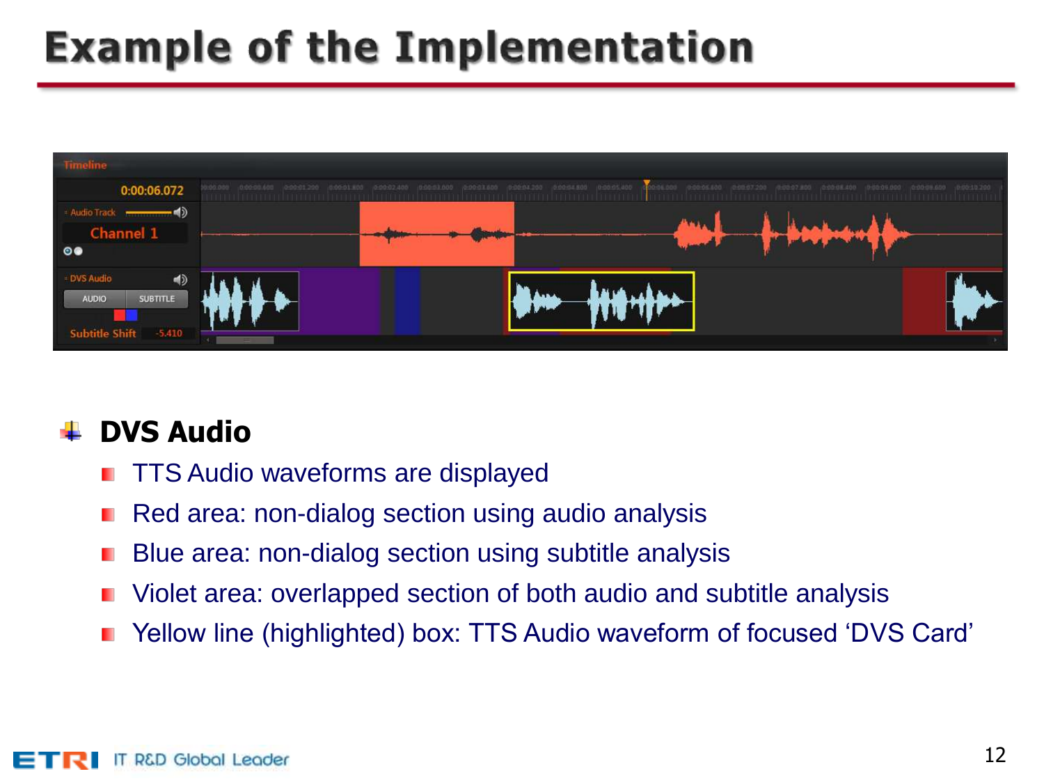# Example of the Implementation

## DVS Audio

- TTS Audio waveforms are displayed
- Red area: non-dialog section using audio analysis
- Blue area: non-dialog section using subtitle analysis
- Violet area: overlapped section of both audio and subtitle analysis
- Yellow line (highlighted) box: TTS Audio waveform of focused 'DVS Card'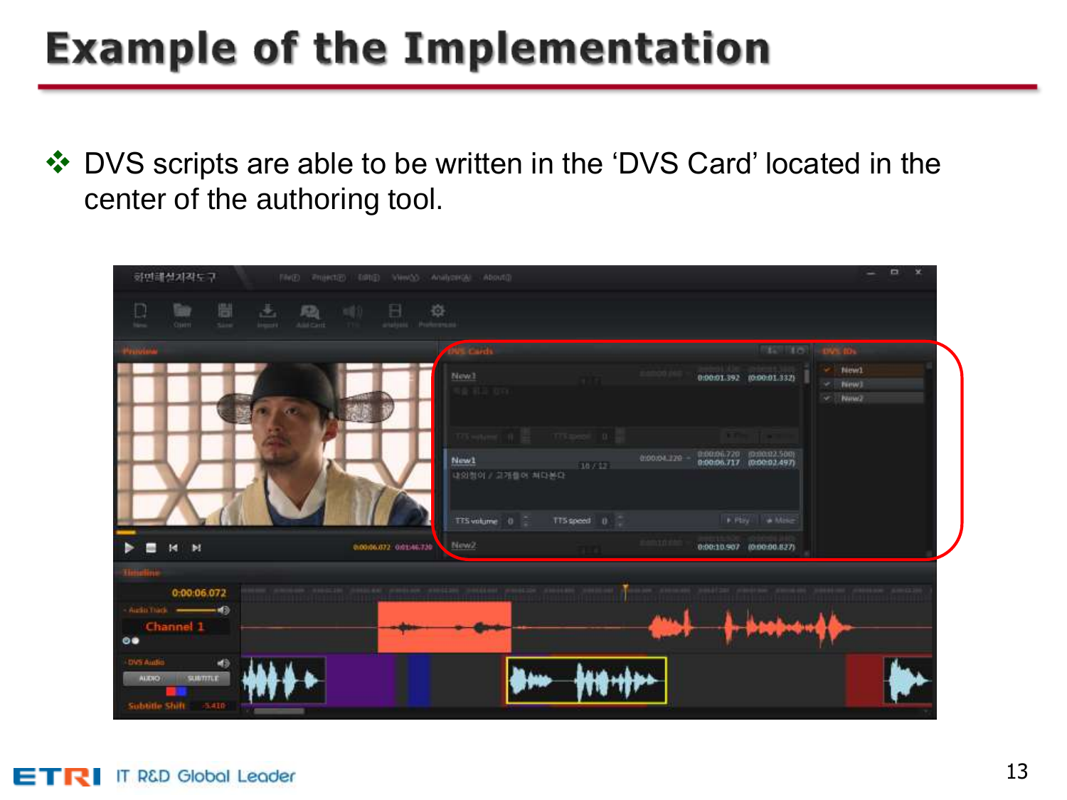# Example of the Implementation

- DVS scripts are able to be written in the 'DVS Card' located in the center of the authoring tool.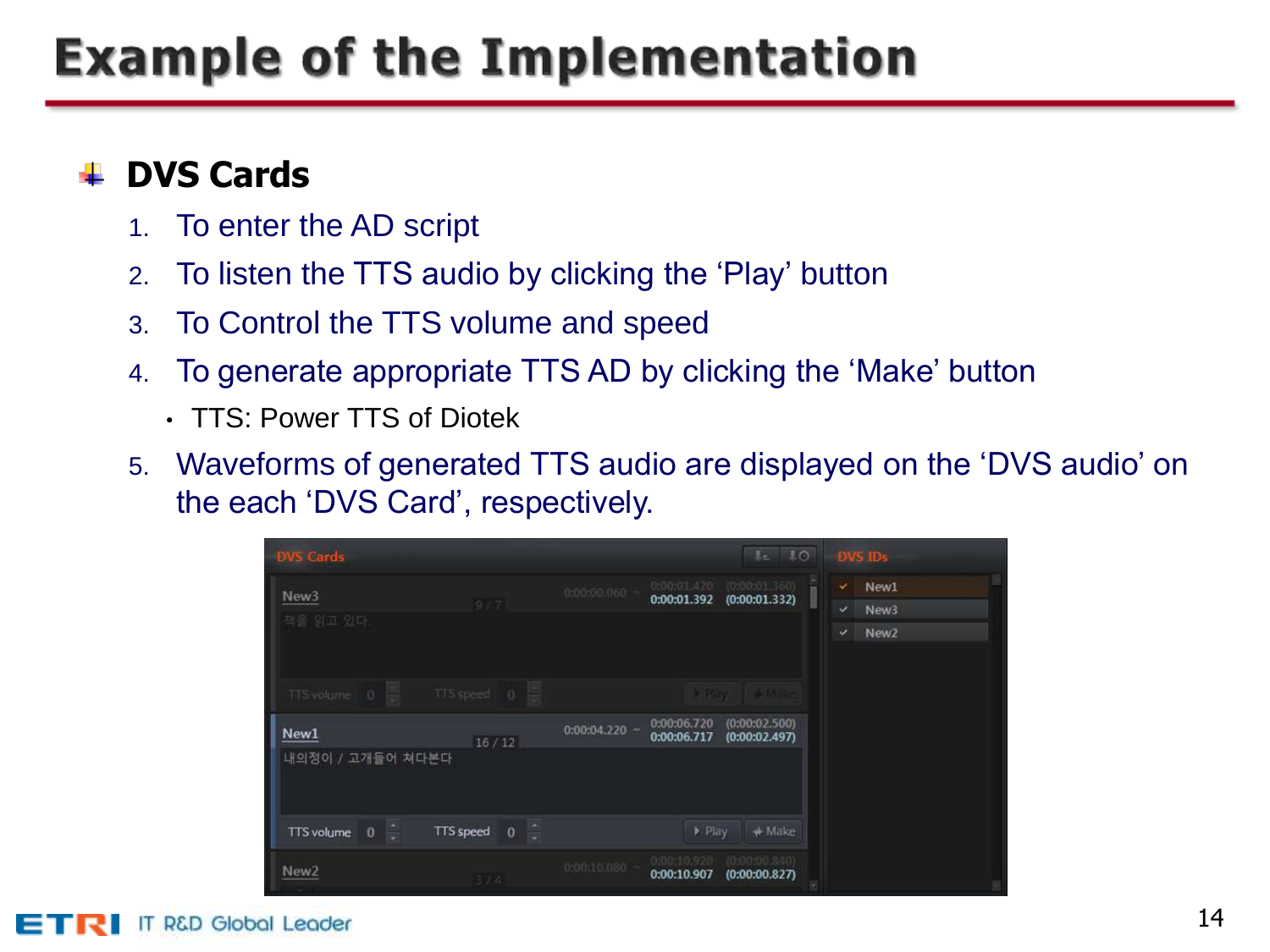# Example of the Implementation

## DVS Cards

1. To enter the AD script
2. To listen the TTS audio by clicking the ‘Play’ button
3. To Control the TTS volume and speed
4. To generate appropriate TTS AD by clicking the ‘Make’ button
   - TTS: Power TTS of Diotek
5. Waveforms of generated TTS audio are displayed on the ‘DVS audio’ on the each ‘DVS Card’, respectively.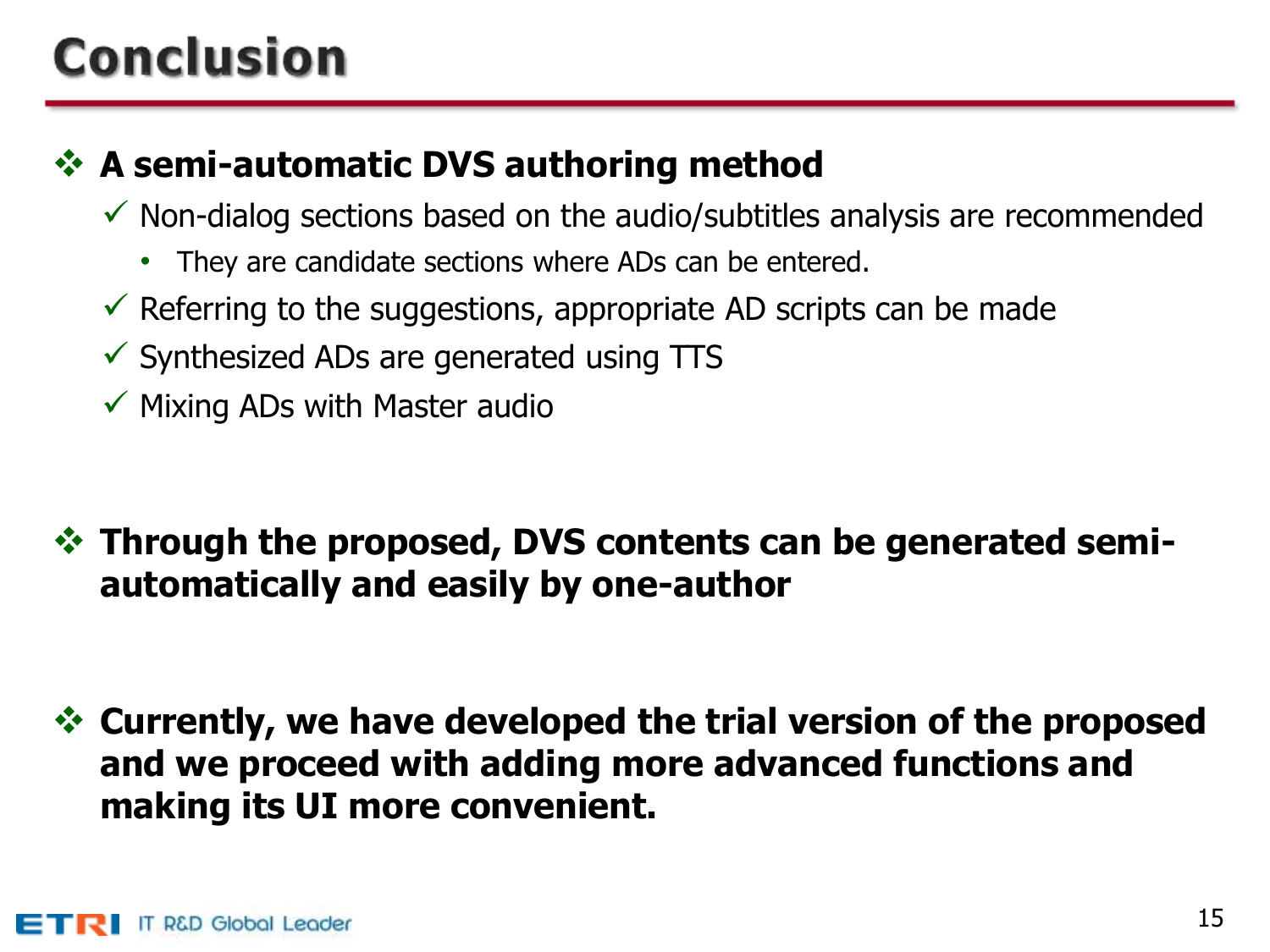# Conclusion

- **A semi-automatic DVS authoring method**
  - ✓ Non-dialog sections based on the audio/subtitles analysis are recommended
    - They are candidate sections where ADs can be entered.
  - ✓ Referring to the suggestions, appropriate AD scripts can be made
  - ✓ Synthesized ADs are generated using TTS
  - ✓ Mixing ADs with Master audio

- **Through the proposed, DVS contents can be generated semi-automatically and easily by one-author**

- **Currently, we have developed the trial version of the proposed and we proceed with adding more advanced functions and making its UI more convenient.**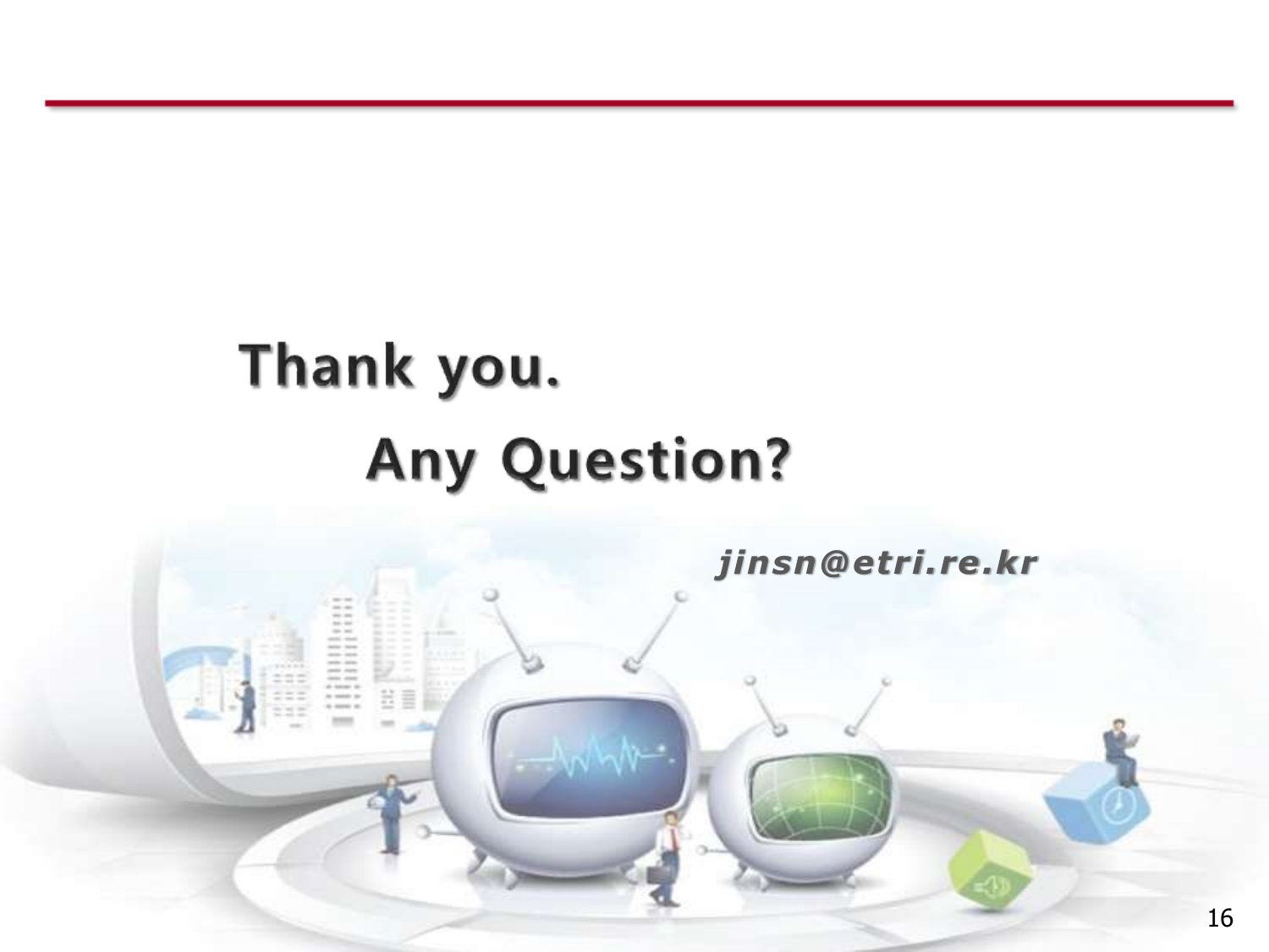Thank you.

Any Question?

*jinsn@etri.re.kr*